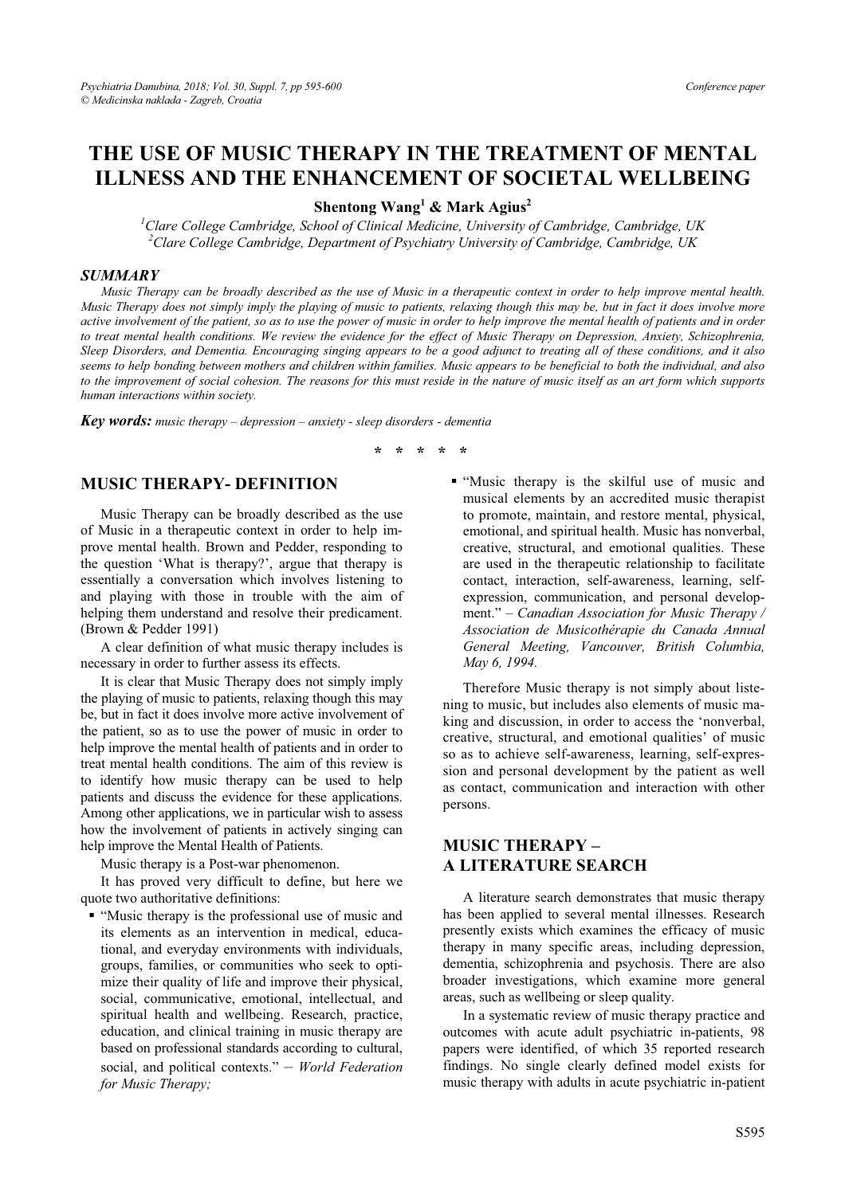# THE USE OF MUSIC THERAPY IN THE TREATMENT OF MENTAL ILLNESS AND THE ENHANCEMENT OF SOCIETAL WELLBEING

**Shentong Wang[1] & Mark Agius[2]**

[1]*Clare College Cambridge, School of Clinical Medicine, University of Cambridge, Cambridge, UK*
[2]*Clare College Cambridge, Department of Psychiatry University of Cambridge, Cambridge, UK*

## *SUMMARY*

*Music Therapy can be broadly described as the use of Music in a therapeutic context in order to help improve mental health. Music Therapy does not simply imply the playing of music to patients, relaxing though this may be, but in fact it does involve more active involvement of the patient, so as to use the power of music in order to help improve the mental health of patients and in order to treat mental health conditions. We review the evidence for the effect of Music Therapy on Depression, Anxiety, Schizophrenia, Sleep Disorders, and Dementia. Encouraging singing appears to be a good adjunct to treating all of these conditions, and it also seems to help bonding between mothers and children within families. Music appears to be beneficial to both the individual, and also to the improvement of social cohesion. The reasons for this must reside in the nature of music itself as an art form which supports human interactions within society.*

***Key words:*** *music therapy – depression – anxiety - sleep disorders - dementia*

\* \* \* \* \*

## MUSIC THERAPY- DEFINITION

Music Therapy can be broadly described as the use of Music in a therapeutic context in order to help improve mental health. Brown and Pedder, responding to the question 'What is therapy?', argue that therapy is essentially a conversation which involves listening to and playing with those in trouble with the aim of helping them understand and resolve their predicament. (Brown & Pedder 1991)

A clear definition of what music therapy includes is necessary in order to further assess its effects.

It is clear that Music Therapy does not simply imply the playing of music to patients, relaxing though this may be, but in fact it does involve more active involvement of the patient, so as to use the power of music in order to help improve the mental health of patients and in order to treat mental health conditions. The aim of this review is to identify how music therapy can be used to help patients and discuss the evidence for these applications. Among other applications, we in particular wish to assess how the involvement of patients in actively singing can help improve the Mental Health of Patients.

Music therapy is a Post-war phenomenon.

It has proved very difficult to define, but here we quote two authoritative definitions:

- "Music therapy is the professional use of music and its elements as an intervention in medical, educational, and everyday environments with individuals, groups, families, or communities who seek to optimize their quality of life and improve their physical, social, communicative, emotional, intellectual, and spiritual health and wellbeing. Research, practice, education, and clinical training in music therapy are based on professional standards according to cultural, social, and political contexts." – *World Federation for Music Therapy;*
- "Music therapy is the skilful use of music and musical elements by an accredited music therapist to promote, maintain, and restore mental, physical, emotional, and spiritual health. Music has nonverbal, creative, structural, and emotional qualities. These are used in the therapeutic relationship to facilitate contact, interaction, self-awareness, learning, self-expression, communication, and personal development." – *Canadian Association for Music Therapy / Association de Musicothérapie du Canada Annual General Meeting, Vancouver, British Columbia, May 6, 1994.*

Therefore Music therapy is not simply about listening to music, but includes also elements of music making and discussion, in order to access the 'nonverbal, creative, structural, and emotional qualities' of music so as to achieve self-awareness, learning, self-expression and personal development by the patient as well as contact, communication and interaction with other persons.

## MUSIC THERAPY – A LITERATURE SEARCH

A literature search demonstrates that music therapy has been applied to several mental illnesses. Research presently exists which examines the efficacy of music therapy in many specific areas, including depression, dementia, schizophrenia and psychosis. There are also broader investigations, which examine more general areas, such as wellbeing or sleep quality.

In a systematic review of music therapy practice and outcomes with acute adult psychiatric in-patients, 98 papers were identified, of which 35 reported research findings. No single clearly defined model exists for music therapy with adults in acute psychiatric in-patient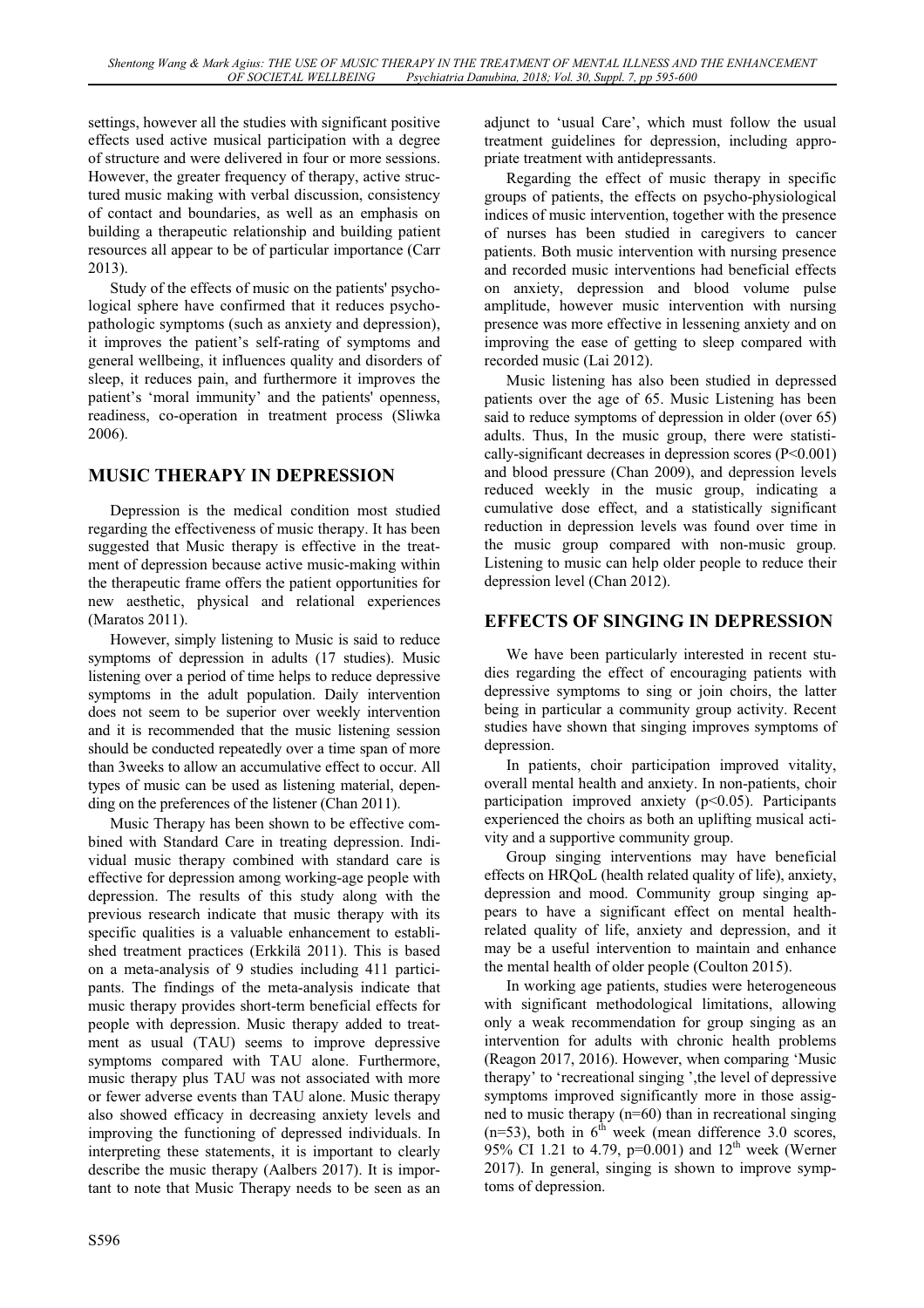settings, however all the studies with significant positive effects used active musical participation with a degree of structure and were delivered in four or more sessions. However, the greater frequency of therapy, active structured music making with verbal discussion, consistency of contact and boundaries, as well as an emphasis on building a therapeutic relationship and building patient resources all appear to be of particular importance (Carr 2013).

Study of the effects of music on the patients' psychological sphere have confirmed that it reduces psychopathologic symptoms (such as anxiety and depression), it improves the patient's self-rating of symptoms and general wellbeing, it influences quality and disorders of sleep, it reduces pain, and furthermore it improves the patient's 'moral immunity' and the patients' openness, readiness, co-operation in treatment process (Sliwka 2006).

## MUSIC THERAPY IN DEPRESSION

Depression is the medical condition most studied regarding the effectiveness of music therapy. It has been suggested that Music therapy is effective in the treatment of depression because active music-making within the therapeutic frame offers the patient opportunities for new aesthetic, physical and relational experiences (Maratos 2011).

However, simply listening to Music is said to reduce symptoms of depression in adults (17 studies). Music listening over a period of time helps to reduce depressive symptoms in the adult population. Daily intervention does not seem to be superior over weekly intervention and it is recommended that the music listening session should be conducted repeatedly over a time span of more than 3weeks to allow an accumulative effect to occur. All types of music can be used as listening material, depending on the preferences of the listener (Chan 2011).

Music Therapy has been shown to be effective combined with Standard Care in treating depression. Individual music therapy combined with standard care is effective for depression among working-age people with depression. The results of this study along with the previous research indicate that music therapy with its specific qualities is a valuable enhancement to established treatment practices (Erkkilä 2011). This is based on a meta-analysis of 9 studies including 411 participants. The findings of the meta-analysis indicate that music therapy provides short-term beneficial effects for people with depression. Music therapy added to treatment as usual (TAU) seems to improve depressive symptoms compared with TAU alone. Furthermore, music therapy plus TAU was not associated with more or fewer adverse events than TAU alone. Music therapy also showed efficacy in decreasing anxiety levels and improving the functioning of depressed individuals. In interpreting these statements, it is important to clearly describe the music therapy (Aalbers 2017). It is important to note that Music Therapy needs to be seen as an adjunct to 'usual Care', which must follow the usual treatment guidelines for depression, including appropriate treatment with antidepressants.

Regarding the effect of music therapy in specific groups of patients, the effects on psycho-physiological indices of music intervention, together with the presence of nurses has been studied in caregivers to cancer patients. Both music intervention with nursing presence and recorded music interventions had beneficial effects on anxiety, depression and blood volume pulse amplitude, however music intervention with nursing presence was more effective in lessening anxiety and on improving the ease of getting to sleep compared with recorded music (Lai 2012).

Music listening has also been studied in depressed patients over the age of 65. Music Listening has been said to reduce symptoms of depression in older (over 65) adults. Thus, In the music group, there were statistically-significant decreases in depression scores ($P<0.001$) and blood pressure (Chan 2009), and depression levels reduced weekly in the music group, indicating a cumulative dose effect, and a statistically significant reduction in depression levels was found over time in the music group compared with non-music group. Listening to music can help older people to reduce their depression level (Chan 2012).

## EFFECTS OF SINGING IN DEPRESSION

We have been particularly interested in recent studies regarding the effect of encouraging patients with depressive symptoms to sing or join choirs, the latter being in particular a community group activity. Recent studies have shown that singing improves symptoms of depression.

In patients, choir participation improved vitality, overall mental health and anxiety. In non-patients, choir participation improved anxiety ($p<0.05$). Participants experienced the choirs as both an uplifting musical activity and a supportive community group.

Group singing interventions may have beneficial effects on HRQoL (health related quality of life), anxiety, depression and mood. Community group singing appears to have a significant effect on mental health-related quality of life, anxiety and depression, and it may be a useful intervention to maintain and enhance the mental health of older people (Coulton 2015).

In working age patients, studies were heterogeneous with significant methodological limitations, allowing only a weak recommendation for group singing as an intervention for adults with chronic health problems (Reagon 2017, 2016). However, when comparing 'Music therapy' to 'recreational singing ',the level of depressive symptoms improved significantly more in those assigned to music therapy (n=60) than in recreational singing (n=53), both in 6$^{th}$ week (mean difference 3.0 scores, 95% CI 1.21 to 4.79, $p=0.001$) and 12$^{th}$ week (Werner 2017). In general, singing is shown to improve symptoms of depression.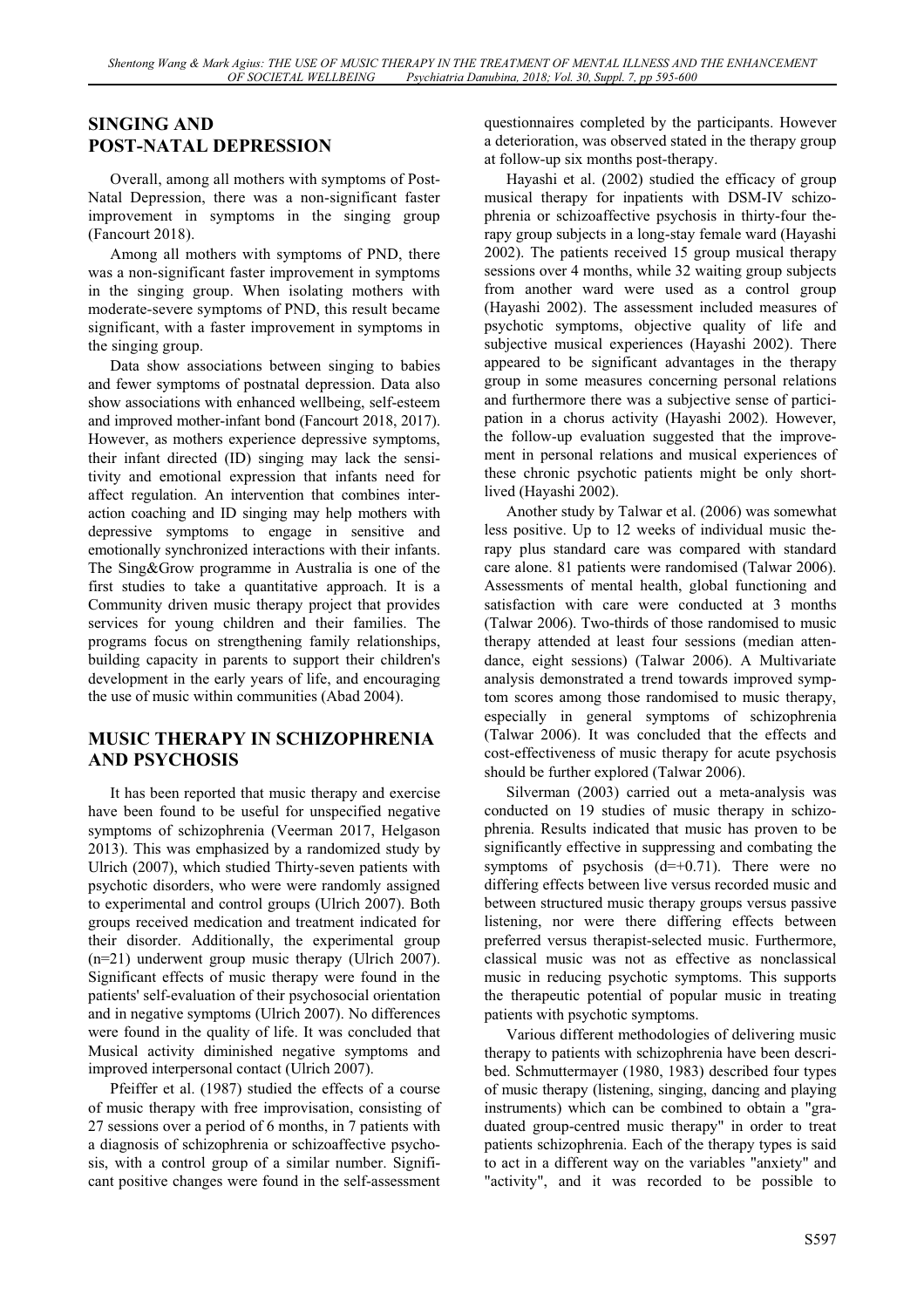## SINGING AND POST-NATAL DEPRESSION

Overall, among all mothers with symptoms of Post-Natal Depression, there was a non-significant faster improvement in symptoms in the singing group (Fancourt 2018).

Among all mothers with symptoms of PND, there was a non-significant faster improvement in symptoms in the singing group. When isolating mothers with moderate-severe symptoms of PND, this result became significant, with a faster improvement in symptoms in the singing group.

Data show associations between singing to babies and fewer symptoms of postnatal depression. Data also show associations with enhanced wellbeing, self-esteem and improved mother-infant bond (Fancourt 2018, 2017). However, as mothers experience depressive symptoms, their infant directed (ID) singing may lack the sensitivity and emotional expression that infants need for affect regulation. An intervention that combines interaction coaching and ID singing may help mothers with depressive symptoms to engage in sensitive and emotionally synchronized interactions with their infants. The Sing&Grow programme in Australia is one of the first studies to take a quantitative approach. It is a Community driven music therapy project that provides services for young children and their families. The programs focus on strengthening family relationships, building capacity in parents to support their children's development in the early years of life, and encouraging the use of music within communities (Abad 2004).

## MUSIC THERAPY IN SCHIZOPHRENIA AND PSYCHOSIS

It has been reported that music therapy and exercise have been found to be useful for unspecified negative symptoms of schizophrenia (Veerman 2017, Helgason 2013). This was emphasized by a randomized study by Ulrich (2007), which studied Thirty-seven patients with psychotic disorders, who were were randomly assigned to experimental and control groups (Ulrich 2007). Both groups received medication and treatment indicated for their disorder. Additionally, the experimental group (n=21) underwent group music therapy (Ulrich 2007). Significant effects of music therapy were found in the patients' self-evaluation of their psychosocial orientation and in negative symptoms (Ulrich 2007). No differences were found in the quality of life. It was concluded that Musical activity diminished negative symptoms and improved interpersonal contact (Ulrich 2007).

Pfeiffer et al. (1987) studied the effects of a course of music therapy with free improvisation, consisting of 27 sessions over a period of 6 months, in 7 patients with a diagnosis of schizophrenia or schizoaffective psychosis, with a control group of a similar number. Significant positive changes were found in the self-assessment questionnaires completed by the participants. However a deterioration, was observed stated in the therapy group at follow-up six months post-therapy.

Hayashi et al. (2002) studied the efficacy of group musical therapy for inpatients with DSM-IV schizophrenia or schizoaffective psychosis in thirty-four therapy group subjects in a long-stay female ward (Hayashi 2002). The patients received 15 group musical therapy sessions over 4 months, while 32 waiting group subjects from another ward were used as a control group (Hayashi 2002). The assessment included measures of psychotic symptoms, objective quality of life and subjective musical experiences (Hayashi 2002). There appeared to be significant advantages in the therapy group in some measures concerning personal relations and furthermore there was a subjective sense of participation in a chorus activity (Hayashi 2002). However, the follow-up evaluation suggested that the improvement in personal relations and musical experiences of these chronic psychotic patients might be only short-lived (Hayashi 2002).

Another study by Talwar et al. (2006) was somewhat less positive. Up to 12 weeks of individual music therapy plus standard care was compared with standard care alone. 81 patients were randomised (Talwar 2006). Assessments of mental health, global functioning and satisfaction with care were conducted at 3 months (Talwar 2006). Two-thirds of those randomised to music therapy attended at least four sessions (median attendance, eight sessions) (Talwar 2006). A Multivariate analysis demonstrated a trend towards improved symptom scores among those randomised to music therapy, especially in general symptoms of schizophrenia (Talwar 2006). It was concluded that the effects and cost-effectiveness of music therapy for acute psychosis should be further explored (Talwar 2006).

Silverman (2003) carried out a meta-analysis was conducted on 19 studies of music therapy in schizophrenia. Results indicated that music has proven to be significantly effective in suppressing and combating the symptoms of psychosis ($d=+0.71$). There were no differing effects between live versus recorded music and between structured music therapy groups versus passive listening, nor were there differing effects between preferred versus therapist-selected music. Furthermore, classical music was not as effective as nonclassical music in reducing psychotic symptoms. This supports the therapeutic potential of popular music in treating patients with psychotic symptoms.

Various different methodologies of delivering music therapy to patients with schizophrenia have been described. Schmuttermayer (1980, 1983) described four types of music therapy (listening, singing, dancing and playing instruments) which can be combined to obtain a "graduated group-centred music therapy" in order to treat patients schizophrenia. Each of the therapy types is said to act in a different way on the variables "anxiety" and "activity", and it was recorded to be possible to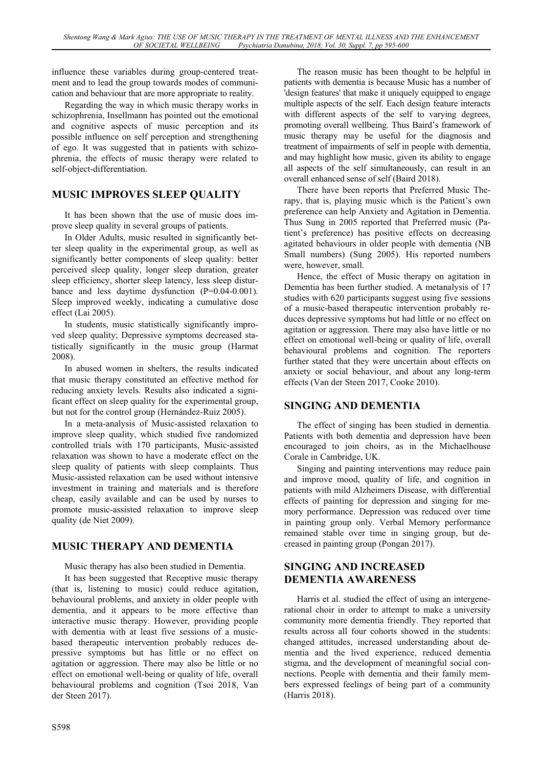influence these variables during group-centered treatment and to lead the group towards modes of communication and behaviour that are more appropriate to reality.

Regarding the way in which music therapy works in schizophrenia, Insellmann has pointed out the emotional and cognitive aspects of music perception and its possible influence on self perception and strengthening of ego. It was suggested that in patients with schizophrenia, the effects of music therapy were related to self-object-differentiation.

## MUSIC IMPROVES SLEEP QUALITY

It has been shown that the use of music does improve sleep quality in several groups of patients.

In Older Adults, music resulted in significantly better sleep quality in the experimental group, as well as significantly better components of sleep quality: better perceived sleep quality, longer sleep duration, greater sleep efficiency, shorter sleep latency, less sleep disturbance and less daytime dysfunction (P=0.04-0.001). Sleep improved weekly, indicating a cumulative dose effect (Lai 2005).

In students, music statistically significantly improved sleep quality; Depressive symptoms decreased statistically significantly in the music group (Harmat 2008).

In abused women in shelters, the results indicated that music therapy constituted an effective method for reducing anxiety levels. Results also indicated a significant effect on sleep quality for the experimental group, but not for the control group (Hernández-Ruiz 2005).

In a meta-analysis of Music-assisted relaxation to improve sleep quality, which studied five randomized controlled trials with 170 participants, Music-assisted relaxation was shown to have a moderate effect on the sleep quality of patients with sleep complaints. Thus Music-assisted relaxation can be used without intensive investment in training and materials and is therefore cheap, easily available and can be used by nurses to promote music-assisted relaxation to improve sleep quality (de Niet 2009).

## MUSIC THERAPY AND DEMENTIA

Music therapy has also been studied in Dementia.

It has been suggested that Receptive music therapy (that is, listening to music) could reduce agitation, behavioural problems, and anxiety in older people with dementia, and it appears to be more effective than interactive music therapy. However, providing people with dementia with at least five sessions of a music-based therapeutic intervention probably reduces depressive symptoms but has little or no effect on agitation or aggression. There may also be little or no effect on emotional well-being or quality of life, overall behavioural problems and cognition (Tsoi 2018, Van der Steen 2017).

The reason music has been thought to be helpful in patients with dementia is because Music has a number of 'design features' that make it uniquely equipped to engage multiple aspects of the self. Each design feature interacts with different aspects of the self to varying degrees, promoting overall wellbeing. Thus Baird's framework of music therapy may be useful for the diagnosis and treatment of impairments of self in people with dementia, and may highlight how music, given its ability to engage all aspects of the self simultaneously, can result in an overall enhanced sense of self (Baird 2018).

There have been reports that Preferred Music Therapy, that is, playing music which is the Patient's own preference can help Anxiety and Agitation in Dementia. Thus Sung in 2005 reported that Preferred music (Patient's preference) has positive effects on decreasing agitated behaviours in older people with dementia (NB Small numbers) (Sung 2005). His reported numbers were, however, small.

Hence, the effect of Music therapy on agitation in Dementia has been further studied. A metanalysis of 17 studies with 620 participants suggest using five sessions of a music-based therapeutic intervention probably reduces depressive symptoms but had little or no effect on agitation or aggression. There may also have little or no effect on emotional well-being or quality of life, overall behavioural problems and cognition. The reporters further stated that they were uncertain about effects on anxiety or social behaviour, and about any long-term effects (Van der Steen 2017, Cooke 2010).

## SINGING AND DEMENTIA

The effect of singing has been studied in dementia. Patients with both dementia and depression have been encouraged to join choirs, as in the Michaelhouse Corale in Cambridge, UK.

Singing and painting interventions may reduce pain and improve mood, quality of life, and cognition in patients with mild Alzheimers Disease, with differential effects of painting for depression and singing for memory performance. Depression was reduced over time in painting group only. Verbal Memory performance remained stable over time in singing group, but decreased in painting group (Pongan 2017).

## SINGING AND INCREASED DEMENTIA AWARENESS

Harris et al. studied the effect of using an intergenerational choir in order to attempt to make a university community more dementia friendly. They reported that results across all four cohorts showed in the students: changed attitudes, increased understanding about dementia and the lived experience, reduced dementia stigma, and the development of meaningful social connections. People with dementia and their family members expressed feelings of being part of a community (Harris 2018).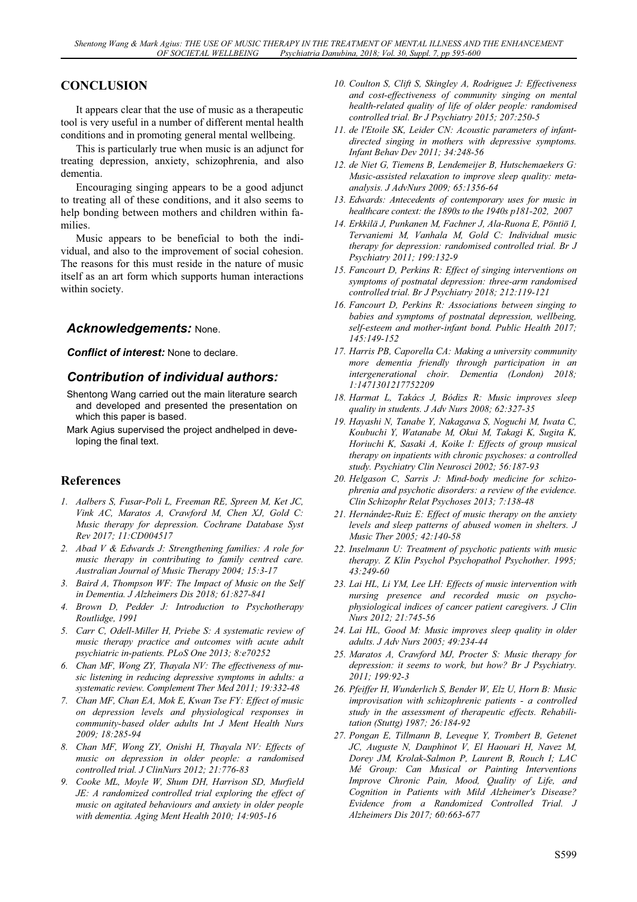## CONCLUSION

It appears clear that the use of music as a therapeutic tool is very useful in a number of different mental health conditions and in promoting general mental wellbeing.

This is particularly true when music is an adjunct for treating depression, anxiety, schizophrenia, and also dementia.

Encouraging singing appears to be a good adjunct to treating all of these conditions, and it also seems to help bonding between mothers and children within families.

Music appears to be beneficial to both the individual, and also to the improvement of social cohesion. The reasons for this must reside in the nature of music itself as an art form which supports human interactions within society.

### *Acknowledgements:* None.

***Conflict of interest:*** None to declare.

### *Contribution of individual authors:*

Shentong Wang carried out the main literature search and developed and presented the presentation on which this paper is based.

Mark Agius supervised the project andhelped in developing the final text.

## References

1. *Aalbers S, Fusar-Poli L, Freeman RE, Spreen M, Ket JC, Vink AC, Maratos A, Crawford M, Chen XJ, Gold C: Music therapy for depression. Cochrane Database Syst Rev 2017; 11:CD004517*
2. *Abad V & Edwards J: Strengthening families: A role for music therapy in contributing to family centred care. Australian Journal of Music Therapy 2004; 15:3-17*
3. *Baird A, Thompson WF: The Impact of Music on the Self in Dementia. J Alzheimers Dis 2018; 61:827-841*
4. *Brown D, Pedder J: Introduction to Psychotherapy Routlidge, 1991*
5. *Carr C, Odell-Miller H, Priebe S: A systematic review of music therapy practice and outcomes with acute adult psychiatric in-patients. PLoS One 2013; 8:e70252*
6. *Chan MF, Wong ZY, Thayala NV: The effectiveness of music listening in reducing depressive symptoms in adults: a systematic review. Complement Ther Med 2011; 19:332-48*
7. *Chan MF, Chan EA, Mok E, Kwan Tse FY: Effect of music on depression levels and physiological responses in community-based older adults Int J Ment Health Nurs 2009; 18:285-94*
8. *Chan MF, Wong ZY, Onishi H, Thayala NV: Effects of music on depression in older people: a randomised controlled trial. J ClinNurs 2012; 21:776-83*
9. *Cooke ML, Moyle W, Shum DH, Harrison SD, Murfield JE: A randomized controlled trial exploring the effect of music on agitated behaviours and anxiety in older people with dementia. Aging Ment Health 2010; 14:905-16*
10. *Coulton S, Clift S, Skingley A, Rodriguez J: Effectiveness and cost-effectiveness of community singing on mental health-related quality of life of older people: randomised controlled trial. Br J Psychiatry 2015; 207:250-5*
11. *de l'Etoile SK, Leider CN: Acoustic parameters of infant-directed singing in mothers with depressive symptoms. Infant Behav Dev 2011; 34:248-56*
12. *de Niet G, Tiemens B, Lendemeijer B, Hutschemaekers G: Music-assisted relaxation to improve sleep quality: meta-analysis. J AdvNurs 2009; 65:1356-64*
13. *Edwards: Antecedents of contemporary uses for music in healthcare context: the 1890s to the 1940s p181-202, 2007*
14. *Erkkilä J, Punkanen M, Fachner J, Ala-Ruona E, Pöntiö I, Tervaniemi M, Vanhala M, Gold C: Individual music therapy for depression: randomised controlled trial. Br J Psychiatry 2011; 199:132-9*
15. *Fancourt D, Perkins R: Effect of singing interventions on symptoms of postnatal depression: three-arm randomised controlled trial. Br J Psychiatry 2018; 212:119-121*
16. *Fancourt D, Perkins R: Associations between singing to babies and symptoms of postnatal depression, wellbeing, self-esteem and mother-infant bond. Public Health 2017; 145:149-152*
17. *Harris PB, Caporella CA: Making a university community more dementia friendly through participation in an intergenerational choir. Dementia (London) 2018; 1:1471301217752209*
18. *Harmat L, Takács J, Bódizs R: Music improves sleep quality in students. J Adv Nurs 2008; 62:327-35*
19. *Hayashi N, Tanabe Y, Nakagawa S, Noguchi M, Iwata C, Koubuchi Y, Watanabe M, Okui M, Takagi K, Sugita K, Horiuchi K, Sasaki A, Koike I: Effects of group musical therapy on inpatients with chronic psychoses: a controlled study. Psychiatry Clin Neurosci 2002; 56:187-93*
20. *Helgason C, Sarris J: Mind-body medicine for schizophrenia and psychotic disorders: a review of the evidence. Clin Schizophr Relat Psychoses 2013; 7:138-48*
21. *Hernández-Ruiz E: Effect of music therapy on the anxiety levels and sleep patterns of abused women in shelters. J Music Ther 2005; 42:140-58*
22. *Inselmann U: Treatment of psychotic patients with music therapy. Z Klin Psychol Psychopathol Psychother. 1995; 43:249-60*
23. *Lai HL, Li YM, Lee LH: Effects of music intervention with nursing presence and recorded music on psycho-physiological indices of cancer patient caregivers. J Clin Nurs 2012; 21:745-56*
24. *Lai HL, Good M: Music improves sleep quality in older adults. J Adv Nurs 2005; 49:234-44*
25. *Maratos A, Crawford MJ, Procter S: Music therapy for depression: it seems to work, but how? Br J Psychiatry. 2011; 199:92-3*
26. *Pfeiffer H, Wunderlich S, Bender W, Elz U, Horn B: Music improvisation with schizophrenic patients - a controlled study in the assessment of therapeutic effects. Rehabilitation (Stuttg) 1987; 26:184-92*
27. *Pongan E, Tillmann B, Leveque Y, Trombert B, Getenet JC, Auguste N, Dauphinot V, El Haouari H, Navez M, Dorey JM, Krolak-Salmon P, Laurent B, Rouch I; LAC Mé Group: Can Musical or Painting Interventions Improve Chronic Pain, Mood, Quality of Life, and Cognition in Patients with Mild Alzheimer's Disease? Evidence from a Randomized Controlled Trial. J Alzheimers Dis 2017; 60:663-677*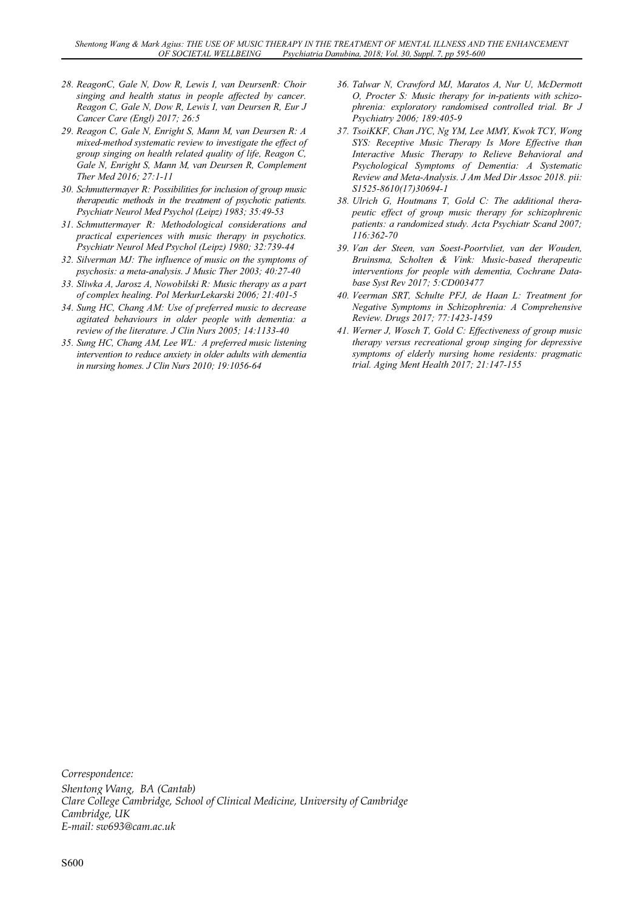28. ReagonC, Gale N, Dow R, Lewis I, van DeursenR: Choir singing and health status in people affected by cancer. Reagon C, Gale N, Dow R, Lewis I, van Deursen R, Eur J Cancer Care (Engl) 2017; 26:5
29. Reagon C, Gale N, Enright S, Mann M, van Deursen R: A mixed-method systematic review to investigate the effect of group singing on health related quality of life, Reagon C, Gale N, Enright S, Mann M, van Deursen R, Complement Ther Med 2016; 27:1-11
30. Schmuttermayer R: Possibilities for inclusion of group music therapeutic methods in the treatment of psychotic patients. Psychiatr Neurol Med Psychol (Leipz) 1983; 35:49-53
31. Schmuttermayer R: Methodological considerations and practical experiences with music therapy in psychotics. Psychiatr Neurol Med Psychol (Leipz) 1980; 32:739-44
32. Silverman MJ: The influence of music on the symptoms of psychosis: a meta-analysis. J Music Ther 2003; 40:27-40
33. Sliwka A, Jarosz A, Nowobilski R: Music therapy as a part of complex healing. Pol MerkurLekarski 2006; 21:401-5
34. Sung HC, Chang AM: Use of preferred music to decrease agitated behaviours in older people with dementia: a review of the literature. J Clin Nurs 2005; 14:1133-40
35. Sung HC, Chang AM, Lee WL: A preferred music listening intervention to reduce anxiety in older adults with dementia in nursing homes. J Clin Nurs 2010; 19:1056-64
36. Talwar N, Crawford MJ, Maratos A, Nur U, McDermott O, Procter S: Music therapy for in-patients with schizophrenia: exploratory randomised controlled trial. Br J Psychiatry 2006; 189:405-9
37. TsoiKKF, Chan JYC, Ng YM, Lee MMY, Kwok TCY, Wong SYS: Receptive Music Therapy Is More Effective than Interactive Music Therapy to Relieve Behavioral and Psychological Symptoms of Dementia: A Systematic Review and Meta-Analysis. J Am Med Dir Assoc 2018. pii: S1525-8610(17)30694-1
38. Ulrich G, Houtmans T, Gold C: The additional therapeutic effect of group music therapy for schizophrenic patients: a randomized study. Acta Psychiatr Scand 2007; 116:362-70
39. Van der Steen, van Soest-Poortvliet, van der Wouden, Bruinsma, Scholten & Vink: Music-based therapeutic interventions for people with dementia, Cochrane Database Syst Rev 2017; 5:CD003477
40. Veerman SRT, Schulte PFJ, de Haan L: Treatment for Negative Symptoms in Schizophrenia: A Comprehensive Review. Drugs 2017; 77:1423-1459
41. Werner J, Wosch T, Gold C: Effectiveness of group music therapy versus recreational group singing for depressive symptoms of elderly nursing home residents: pragmatic trial. Aging Ment Health 2017; 21:147-155

*Correspondence:*
*Shentong Wang, BA (Cantab)*
*Clare College Cambridge, School of Clinical Medicine, University of Cambridge*
*Cambridge, UK*
*E-mail: sw693@cam.ac.uk*